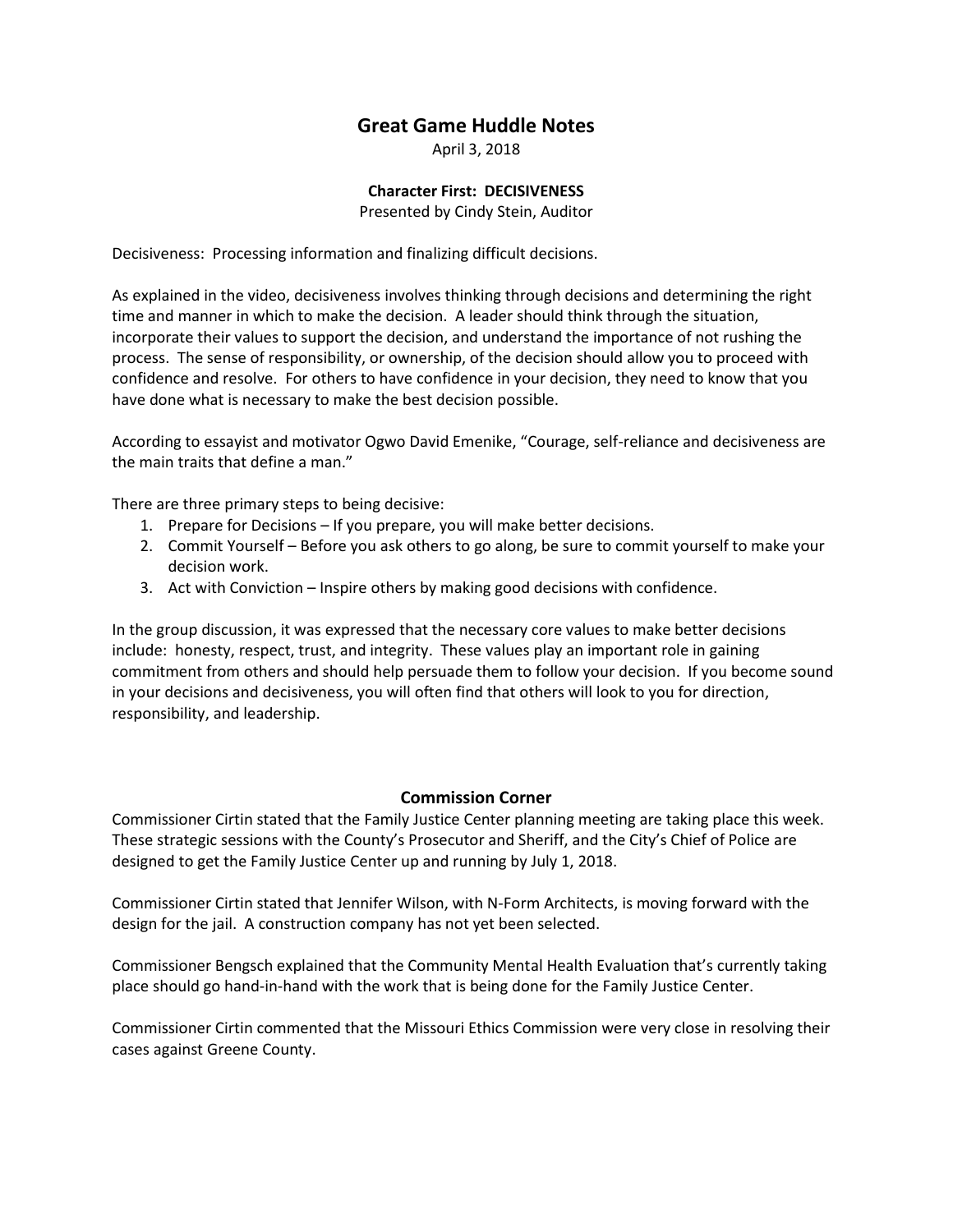# Great Game Huddle Notes

April 3, 2018

### Character First: DECISIVENESS

Presented by Cindy Stein, Auditor

Decisiveness: Processing information and finalizing difficult decisions.

As explained in the video, decisiveness involves thinking through decisions and determining the right time and manner in which to make the decision. A leader should think through the situation, incorporate their values to support the decision, and understand the importance of not rushing the process. The sense of responsibility, or ownership, of the decision should allow you to proceed with confidence and resolve. For others to have confidence in your decision, they need to know that you have done what is necessary to make the best decision possible.

According to essayist and motivator Ogwo David Emenike, "Courage, self-reliance and decisiveness are the main traits that define a man."

There are three primary steps to being decisive:

1. Prepare for Decisions – If you prepare, you will make better decisions.
2. Commit Yourself – Before you ask others to go along, be sure to commit yourself to make your decision work.
3. Act with Conviction – Inspire others by making good decisions with confidence.

In the group discussion, it was expressed that the necessary core values to make better decisions include: honesty, respect, trust, and integrity. These values play an important role in gaining commitment from others and should help persuade them to follow your decision. If you become sound in your decisions and decisiveness, you will often find that others will look to you for direction, responsibility, and leadership.

## Commission Corner

Commissioner Cirtin stated that the Family Justice Center planning meeting are taking place this week. These strategic sessions with the County's Prosecutor and Sheriff, and the City's Chief of Police are designed to get the Family Justice Center up and running by July 1, 2018.

Commissioner Cirtin stated that Jennifer Wilson, with N-Form Architects, is moving forward with the design for the jail. A construction company has not yet been selected.

Commissioner Bengsch explained that the Community Mental Health Evaluation that's currently taking place should go hand-in-hand with the work that is being done for the Family Justice Center.

Commissioner Cirtin commented that the Missouri Ethics Commission were very close in resolving their cases against Greene County.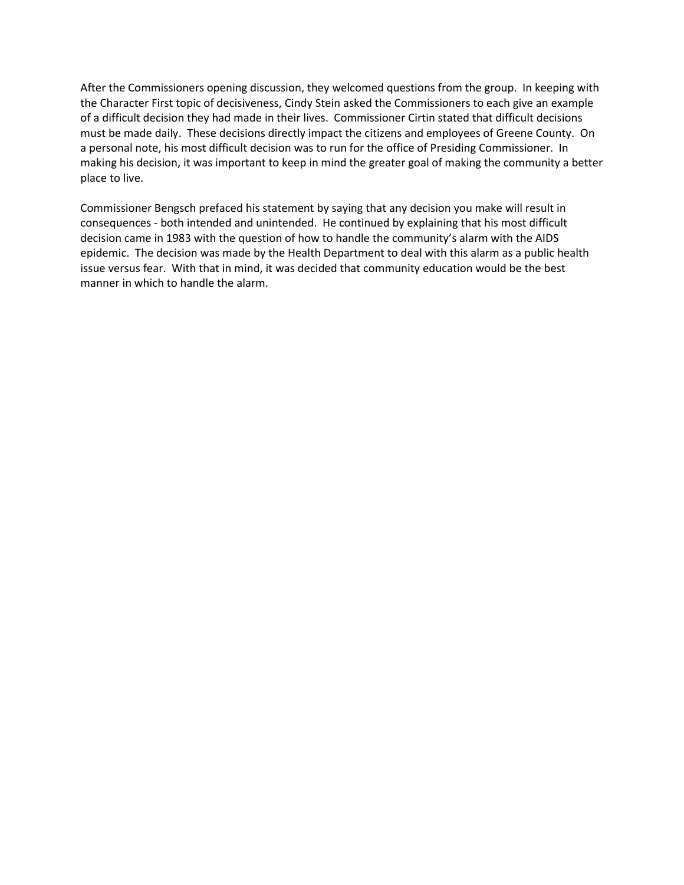After the Commissioners opening discussion, they welcomed questions from the group. In keeping with the Character First topic of decisiveness, Cindy Stein asked the Commissioners to each give an example of a difficult decision they had made in their lives. Commissioner Cirtin stated that difficult decisions must be made daily. These decisions directly impact the citizens and employees of Greene County. On a personal note, his most difficult decision was to run for the office of Presiding Commissioner. In making his decision, it was important to keep in mind the greater goal of making the community a better place to live.

Commissioner Bengsch prefaced his statement by saying that any decision you make will result in consequences - both intended and unintended. He continued by explaining that his most difficult decision came in 1983 with the question of how to handle the community's alarm with the AIDS epidemic. The decision was made by the Health Department to deal with this alarm as a public health issue versus fear. With that in mind, it was decided that community education would be the best manner in which to handle the alarm.